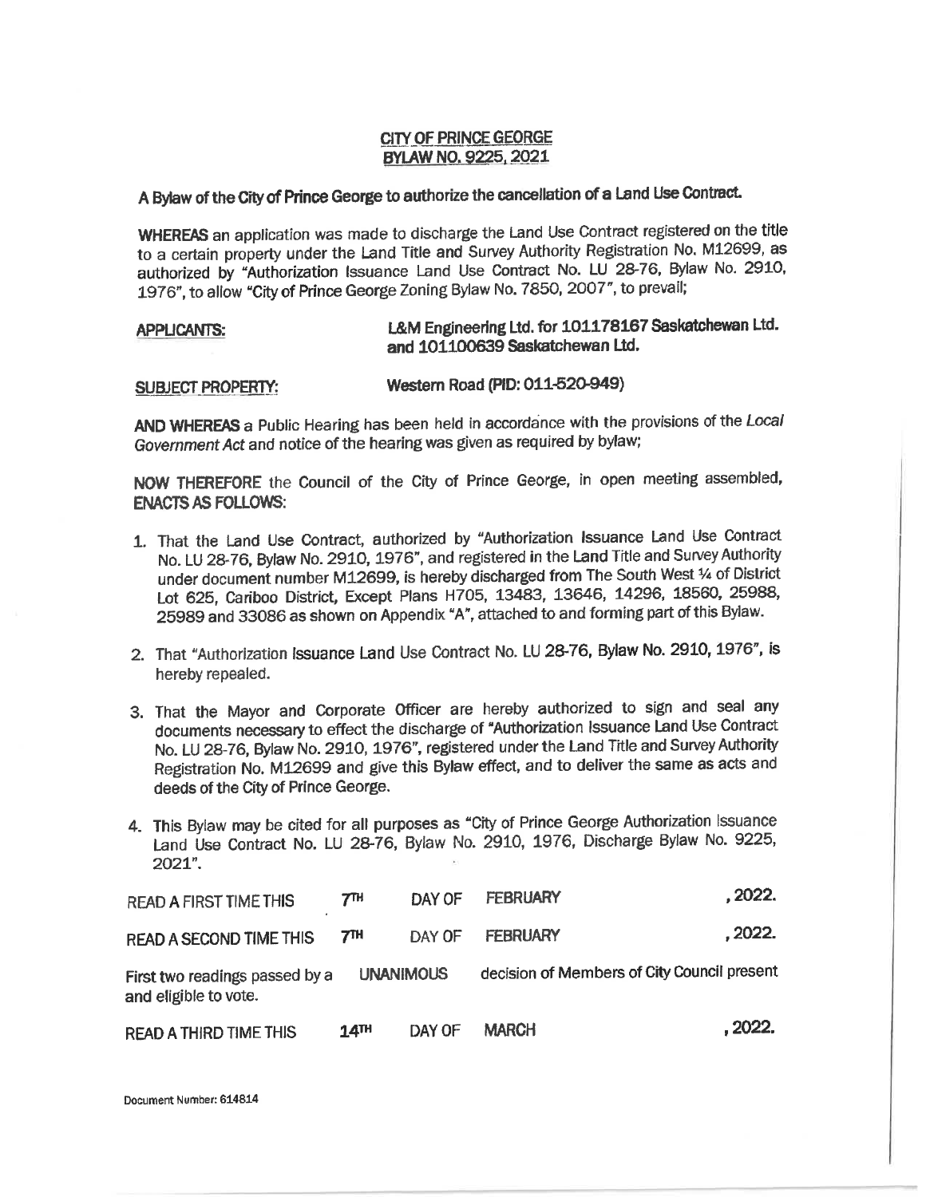# CITY OF PRINCE GEORGE
## BYLAW NO. 9225, 2021

**A Bylaw of the City of Prince George to authorize the cancellation of a Land Use Contract.**

**WHEREAS** an application was made to discharge the Land Use Contract registered on the title to a certain property under the Land Title and Survey Authority Registration No. M12699, as authorized by "Authorization Issuance Land Use Contract No. LU 28-76, Bylaw No. 2910, 1976", to allow "City of Prince George Zoning Bylaw No. 7850, 2007", to prevail;

**APPLICANTS:** **L&M Engineering Ltd. for 101178167 Saskatchewan Ltd. and 101100639 Saskatchewan Ltd.**

**SUBJECT PROPERTY:** **Western Road (PID: 011-520-949)**

**AND WHEREAS** a Public Hearing has been held in accordance with the provisions of the *Local Government Act* and notice of the hearing was given as required by bylaw;

**NOW THEREFORE** the Council of the City of Prince George, in open meeting assembled, **ENACTS AS FOLLOWS:**

1. That the Land Use Contract, authorized by "Authorization Issuance Land Use Contract No. LU 28-76, Bylaw No. 2910, 1976", and registered in the Land Title and Survey Authority under document number M12699, is hereby discharged from The South West ¼ of District Lot 625, Cariboo District, Except Plans H705, 13483, 13646, 14296, 18560, 25988, 25989 and 33086 as shown on Appendix "A", attached to and forming part of this Bylaw.

2. That "Authorization Issuance Land Use Contract No. LU 28-76, Bylaw No. 2910, 1976", is hereby repealed.

3. That the Mayor and Corporate Officer are hereby authorized to sign and seal any documents necessary to effect the discharge of "Authorization Issuance Land Use Contract No. LU 28-76, Bylaw No. 2910, 1976", registered under the Land Title and Survey Authority Registration No. M12699 and give this Bylaw effect, and to deliver the same as acts and deeds of the City of Prince George.

4. This Bylaw may be cited for all purposes as "City of Prince George Authorization Issuance Land Use Contract No. LU 28-76, Bylaw No. 2910, 1976, Discharge Bylaw No. 9225, 2021".

READ A FIRST TIME THIS **7TH** DAY OF **FEBRUARY**, **2022.**

READ A SECOND TIME THIS **7TH** DAY OF **FEBRUARY**, **2022.**

First two readings passed by a **UNANIMOUS** decision of Members of City Council present and eligible to vote.

READ A THIRD TIME THIS **14TH** DAY OF **MARCH**, **2022.**

Document Number: 614814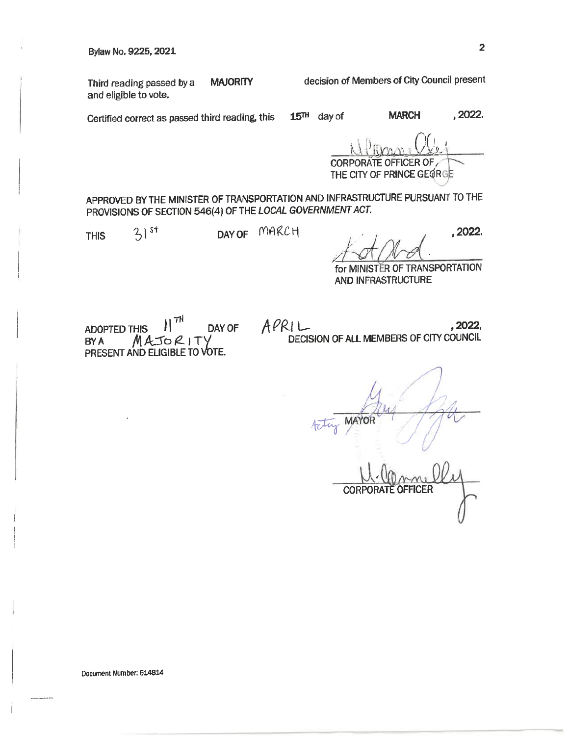Bylaw No. 9225, 2021

Third reading passed by a **MAJORITY** decision of Members of City Council present and eligible to vote.

Certified correct as passed third reading, this 15TH day of MARCH, 2022.

CORPORATE OFFICER OF THE CITY OF PRINCE GEORGE

APPROVED BY THE MINISTER OF TRANSPORTATION AND INFRASTRUCTURE PURSUANT TO THE PROVISIONS OF SECTION 546(4) OF THE *LOCAL GOVERNMENT ACT*.

THIS 31st DAY OF MARCH, 2022.

for MINISTER OF TRANSPORTATION AND INFRASTRUCTURE

ADOPTED THIS 11TH DAY OF APRIL, 2022, BY A MAJORITY DECISION OF ALL MEMBERS OF CITY COUNCIL PRESENT AND ELIGIBLE TO VOTE.

Acting MAYOR

CORPORATE OFFICER

Document Number: 614814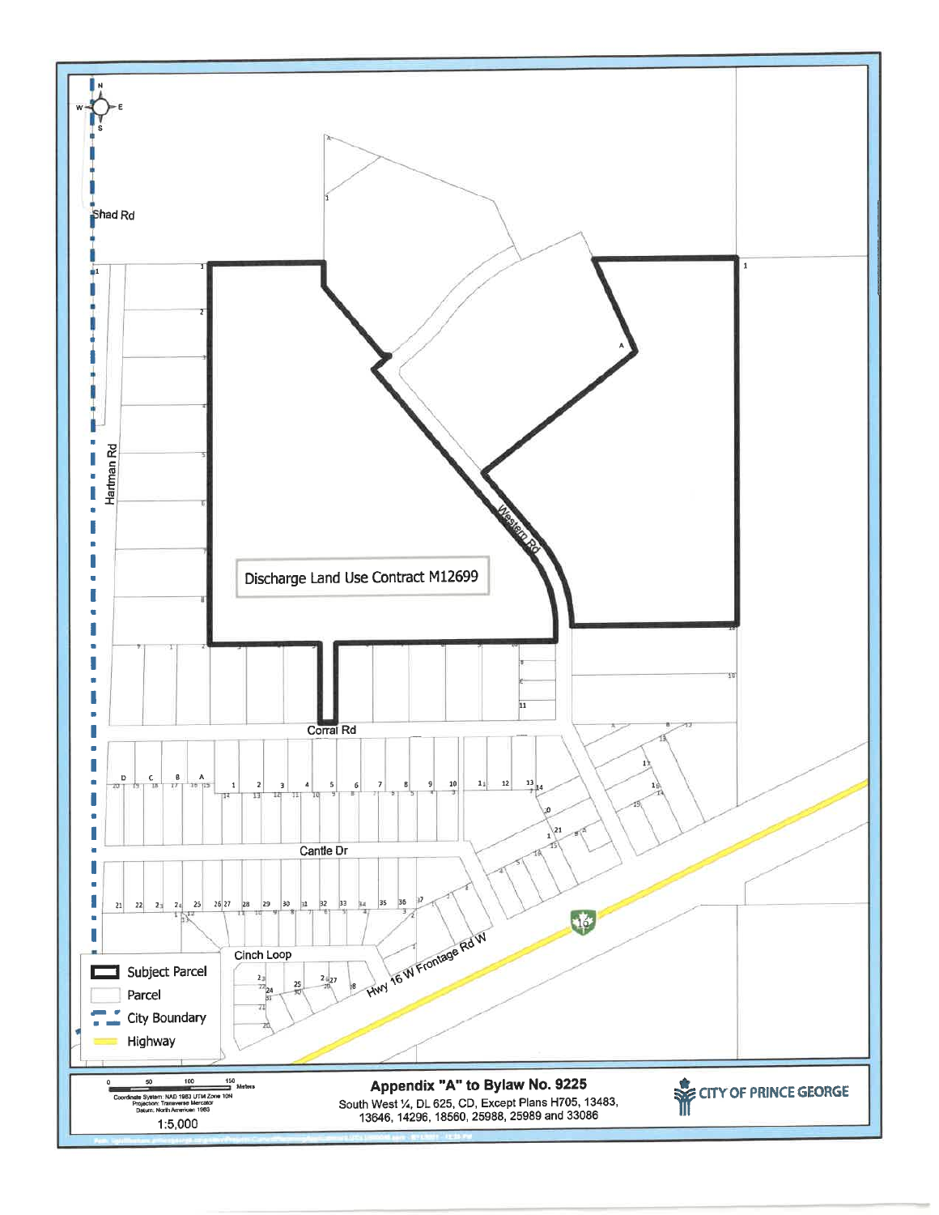Shad Rd

Hartman Rd

Discharge Land Use Contract M12699

Western Rd

Corral Rd

Cantle Dr

Cinch Loop

Hwy 16 W Frontage Rd W

Subject Parcel

Parcel

City Boundary

Highway

0 50 100 150 Meters

Coordinate System: NAD 1983 UTM Zone 10N
Projection: Transverse Mercator
Datum: North American 1983

1:5,000

## Appendix "A" to Bylaw No. 9225

South West ¼, DL 625, CD, Except Plans H705, 13483, 13646, 14296, 18560, 25988, 25989 and 33086

CITY OF PRINCE GEORGE